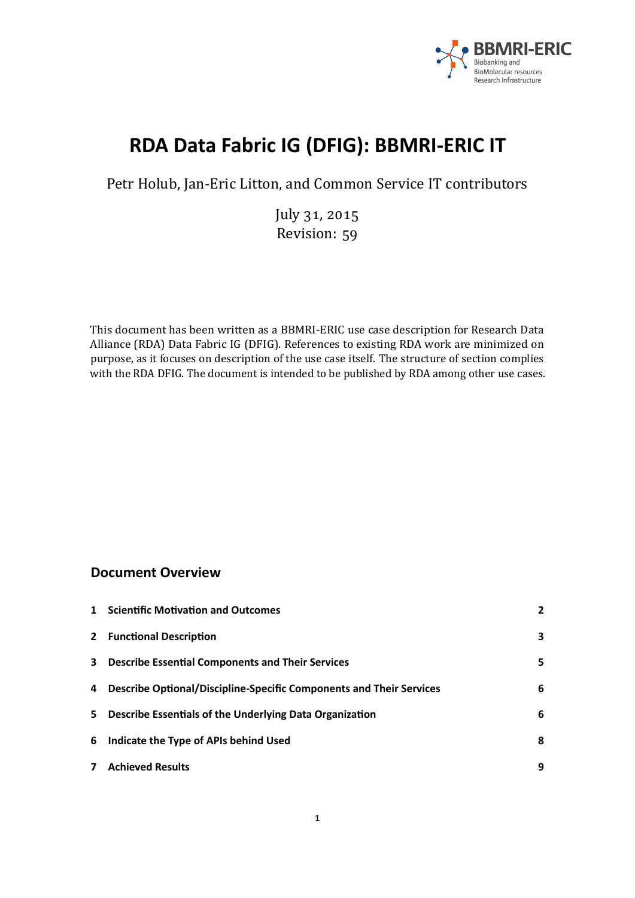BBMRI-ERIC
Biobanking and BioMolecular resources Research Infrastructure

# RDA Data Fabric IG (DFIG): BBMRI-ERIC IT

Petr Holub, Jan-Eric Litton, and Common Service IT contributors

July 31, 2015
Revision: 59

This document has been written as a BBMRI-ERIC use case description for Research Data Alliance (RDA) Data Fabric IG (DFIG). References to existing RDA work are minimized on purpose, as it focuses on description of the use case itself. The structure of section complies with the RDA DFIG. The document is intended to be published by RDA among other use cases.

## Document Overview

| | | |
|---|---|---|
| **1** | **Scientific Motivation and Outcomes** | **2** |
| **2** | **Functional Description** | **3** |
| **3** | **Describe Essential Components and Their Services** | **5** |
| **4** | **Describe Optional/Discipline-Specific Components and Their Services** | **6** |
| **5** | **Describe Essentials of the Underlying Data Organization** | **6** |
| **6** | **Indicate the Type of APIs behind Used** | **8** |
| **7** | **Achieved Results** | **9** |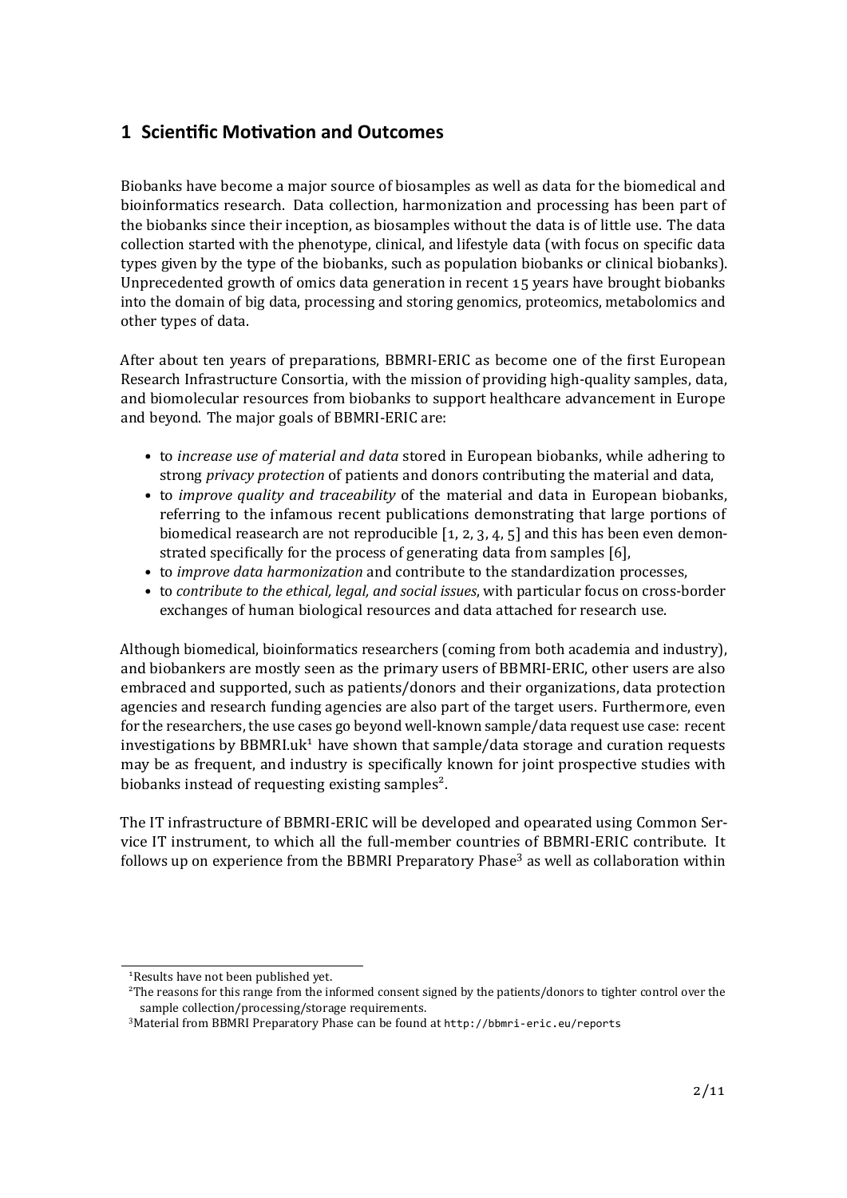## 1 Scientific Motivation and Outcomes

Biobanks have become a major source of biosamples as well as data for the biomedical and bioinformatics research. Data collection, harmonization and processing has been part of the biobanks since their inception, as biosamples without the data is of little use. The data collection started with the phenotype, clinical, and lifestyle data (with focus on specific data types given by the type of the biobanks, such as population biobanks or clinical biobanks). Unprecedented growth of omics data generation in recent 15 years have brought biobanks into the domain of big data, processing and storing genomics, proteomics, metabolomics and other types of data.

After about ten years of preparations, BBMRI-ERIC as become one of the first European Research Infrastructure Consortia, with the mission of providing high-quality samples, data, and biomolecular resources from biobanks to support healthcare advancement in Europe and beyond. The major goals of BBMRI-ERIC are:

- to *increase use of material and data* stored in European biobanks, while adhering to strong *privacy protection* of patients and donors contributing the material and data,
- to *improve quality and traceability* of the material and data in European biobanks, referring to the infamous recent publications demonstrating that large portions of biomedical reasearch are not reproducible [1, 2, 3, 4, 5] and this has been even demonstrated specifically for the process of generating data from samples [6],
- to *improve data harmonization* and contribute to the standardization processes,
- to *contribute to the ethical, legal, and social issues*, with particular focus on cross-border exchanges of human biological resources and data attached for research use.

Although biomedical, bioinformatics researchers (coming from both academia and industry), and biobankers are mostly seen as the primary users of BBMRI-ERIC, other users are also embraced and supported, such as patients/donors and their organizations, data protection agencies and research funding agencies are also part of the target users. Furthermore, even for the researchers, the use cases go beyond well-known sample/data request use case: recent investigations by BBMRI.uk[1] have shown that sample/data storage and curation requests may be as frequent, and industry is specifically known for joint prospective studies with biobanks instead of requesting existing samples[2].

The IT infrastructure of BBMRI-ERIC will be developed and opearated using Common Service IT instrument, to which all the full-member countries of BBMRI-ERIC contribute. It follows up on experience from the BBMRI Preparatory Phase[3] as well as collaboration within

[1] Results have not been published yet.

[2] The reasons for this range from the informed consent signed by the patients/donors to tighter control over the sample collection/processing/storage requirements.

[3] Material from BBMRI Preparatory Phase can be found at http://bbmri-eric.eu/reports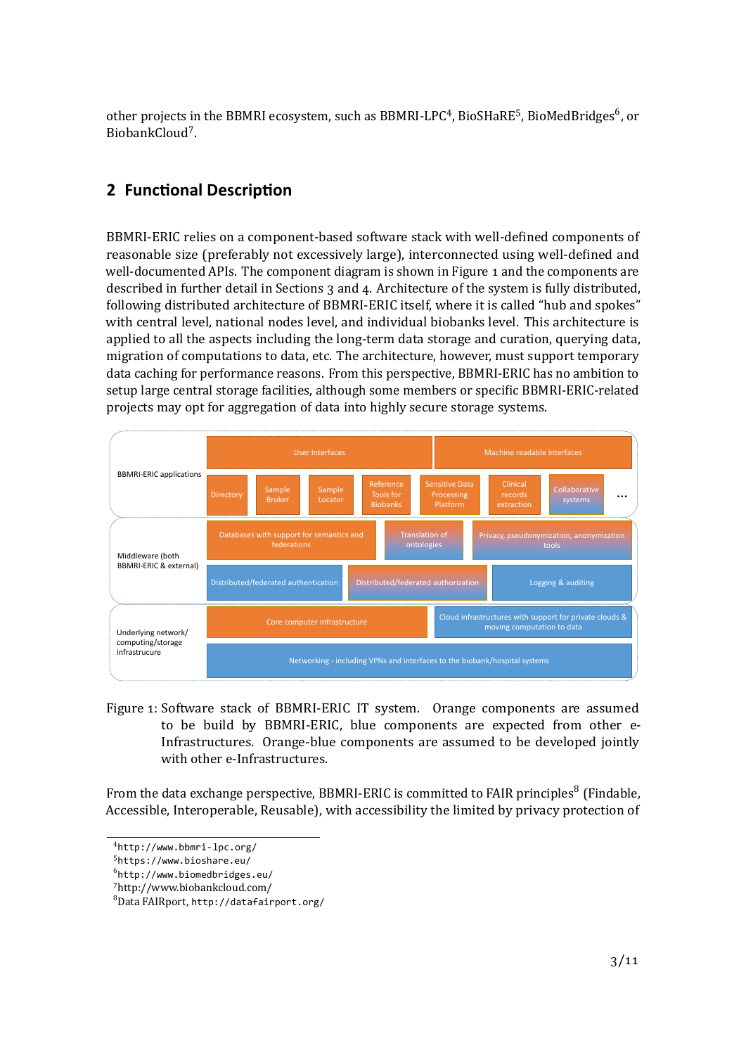other projects in the BBMRI ecosystem, such as BBMRI-LPC[4], BioSHaRE[5], BioMedBridges[6], or BiobankCloud[7].

## 2 Functional Description

BBMRI-ERIC relies on a component-based software stack with well-defined components of reasonable size (preferably not excessively large), interconnected using well-defined and well-documented APIs. The component diagram is shown in Figure 1 and the components are described in further detail in Sections 3 and 4. Architecture of the system is fully distributed, following distributed architecture of BBMRI-ERIC itself, where it is called "hub and spokes" with central level, national nodes level, and individual biobanks level. This architecture is applied to all the aspects including the long-term data storage and curation, querying data, migration of computations to data, etc. The architecture, however, must support temporary data caching for performance reasons. From this perspective, BBMRI-ERIC has no ambition to setup large central storage facilities, although some members or specific BBMRI-ERIC-related projects may opt for aggregation of data into highly secure storage systems.

| Layer | Components |
| --- | --- |
| BBMRI-ERIC applications | User Interfaces; Machine readable interfaces; Directory; Sample Broker; Sample Locator; Reference Tools for Biobanks; Sensitive Data Processing Platform; Clinical records extraction; Collaborative systems; … |
| Middleware (both BBMRI-ERIC & external) | Databases with support for semantics and federations; Translation of ontologies; Privacy, pseudonymization, anonymization tools; Distributed/federated authentication; Distributed/federated authorization; Logging & auditing |
| Underlying network/ computing/storage infrastrucure | Core computer infrastructure; Cloud infrastructures with support for private clouds & moving computation to data; Networking - including VPNs and interfaces to the biobank/hospital systems |

Figure 1: Software stack of BBMRI-ERIC IT system. Orange components are assumed to be build by BBMRI-ERIC, blue components are expected from other e-Infrastructures. Orange-blue components are assumed to be developed jointly with other e-Infrastructures.

From the data exchange perspective, BBMRI-ERIC is committed to FAIR principles[8] (Findable, Accessible, Interoperable, Reusable), with accessibility the limited by privacy protection of

---

[4] http://www.bbmri-lpc.org/

[5] https://www.bioshare.eu/

[6] http://www.biomedbridges.eu/

[7] http://www.biobankcloud.com/

[8] Data FAIRport, http://datafairport.org/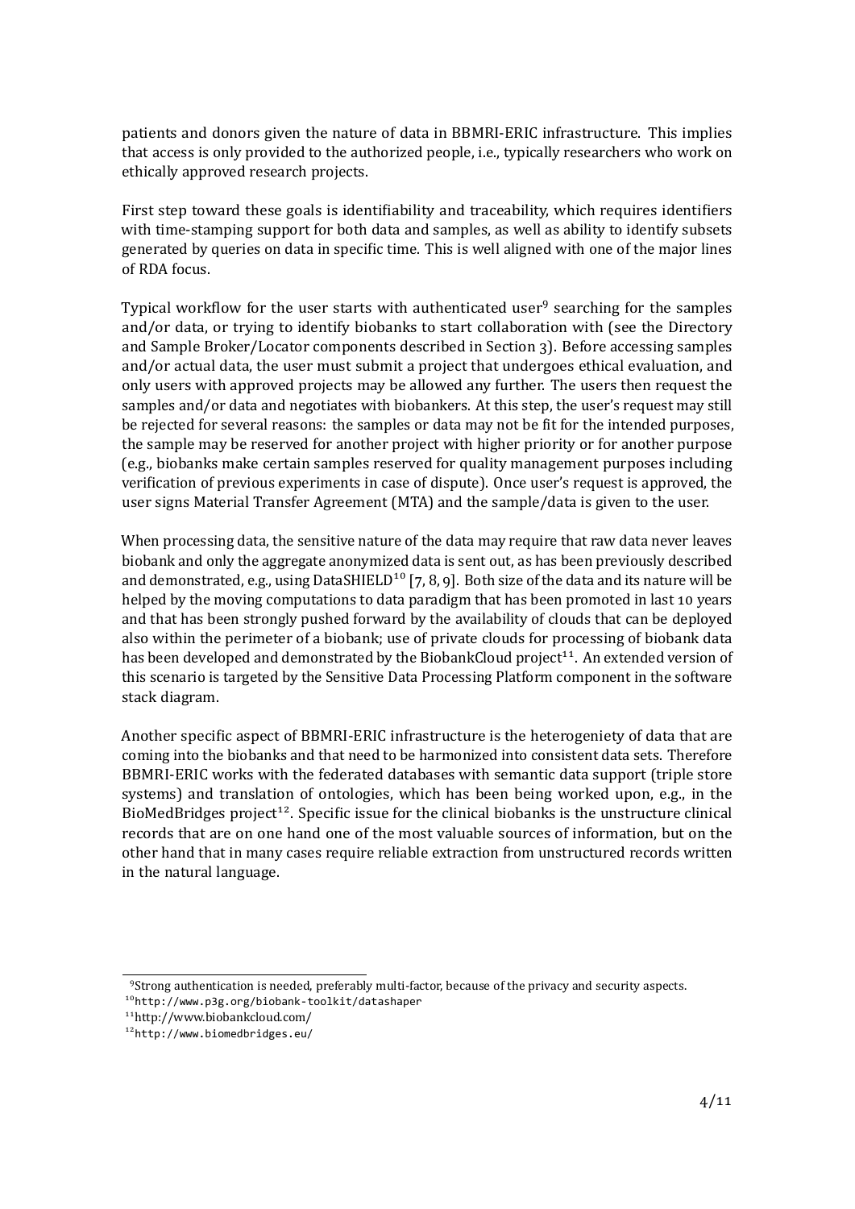patients and donors given the nature of data in BBMRI-ERIC infrastructure. This implies that access is only provided to the authorized people, i.e., typically researchers who work on ethically approved research projects.

First step toward these goals is identifiability and traceability, which requires identifiers with time-stamping support for both data and samples, as well as ability to identify subsets generated by queries on data in specific time. This is well aligned with one of the major lines of RDA focus.

Typical workflow for the user starts with authenticated user[9] searching for the samples and/or data, or trying to identify biobanks to start collaboration with (see the Directory and Sample Broker/Locator components described in Section 3). Before accessing samples and/or actual data, the user must submit a project that undergoes ethical evaluation, and only users with approved projects may be allowed any further. The users then request the samples and/or data and negotiates with biobankers. At this step, the user's request may still be rejected for several reasons: the samples or data may not be fit for the intended purposes, the sample may be reserved for another project with higher priority or for another purpose (e.g., biobanks make certain samples reserved for quality management purposes including verification of previous experiments in case of dispute). Once user's request is approved, the user signs Material Transfer Agreement (MTA) and the sample/data is given to the user.

When processing data, the sensitive nature of the data may require that raw data never leaves biobank and only the aggregate anonymized data is sent out, as has been previously described and demonstrated, e.g., using DataSHIELD[10] [7, 8, 9]. Both size of the data and its nature will be helped by the moving computations to data paradigm that has been promoted in last 10 years and that has been strongly pushed forward by the availability of clouds that can be deployed also within the perimeter of a biobank; use of private clouds for processing of biobank data has been developed and demonstrated by the BiobankCloud project[11]. An extended version of this scenario is targeted by the Sensitive Data Processing Platform component in the software stack diagram.

Another specific aspect of BBMRI-ERIC infrastructure is the heterogeniety of data that are coming into the biobanks and that need to be harmonized into consistent data sets. Therefore BBMRI-ERIC works with the federated databases with semantic data support (triple store systems) and translation of ontologies, which has been being worked upon, e.g., in the BioMedBridges project[12]. Specific issue for the clinical biobanks is the unstructure clinical records that are on one hand one of the most valuable sources of information, but on the other hand that in many cases require reliable extraction from unstructured records written in the natural language.

---

[9] Strong authentication is needed, preferably multi-factor, because of the privacy and security aspects.

[10] http://www.p3g.org/biobank-toolkit/datashaper

[11] http://www.biobankcloud.com/

[12] http://www.biomedbridges.eu/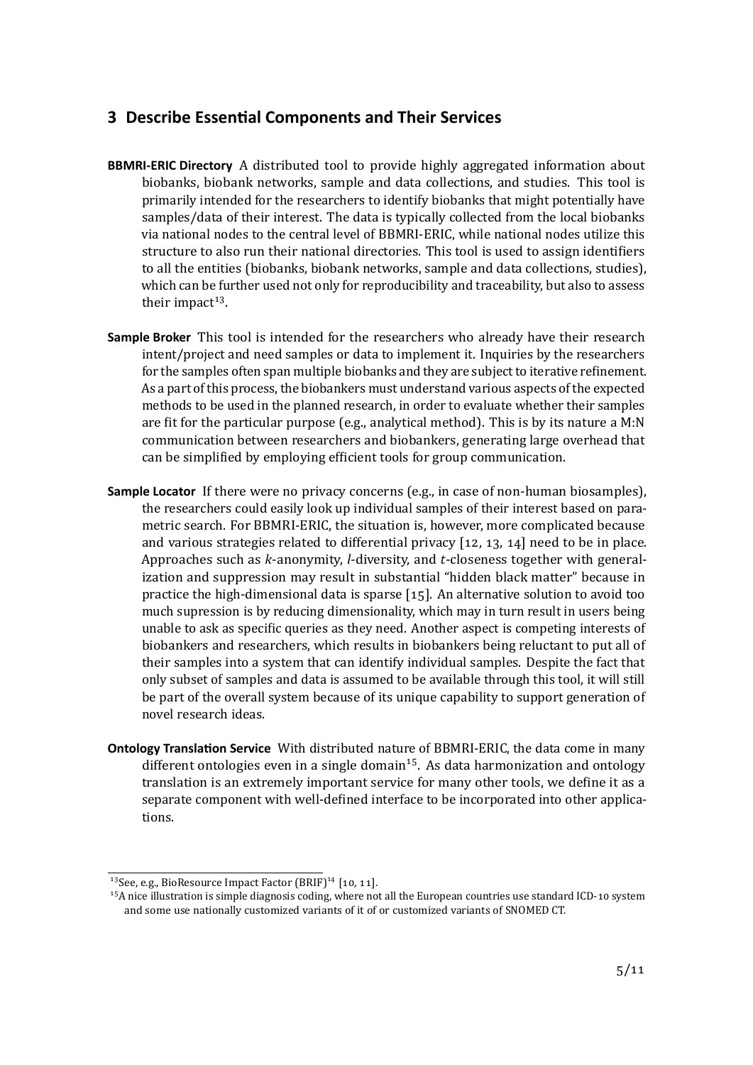## 3 Describe Essential Components and Their Services

**BBMRI-ERIC Directory** A distributed tool to provide highly aggregated information about biobanks, biobank networks, sample and data collections, and studies. This tool is primarily intended for the researchers to identify biobanks that might potentially have samples/data of their interest. The data is typically collected from the local biobanks via national nodes to the central level of BBMRI-ERIC, while national nodes utilize this structure to also run their national directories. This tool is used to assign identifiers to all the entities (biobanks, biobank networks, sample and data collections, studies), which can be further used not only for reproducibility and traceability, but also to assess their impact[13].

**Sample Broker** This tool is intended for the researchers who already have their research intent/project and need samples or data to implement it. Inquiries by the researchers for the samples often span multiple biobanks and they are subject to iterative refinement. As a part of this process, the biobankers must understand various aspects of the expected methods to be used in the planned research, in order to evaluate whether their samples are fit for the particular purpose (e.g., analytical method). This is by its nature a M:N communication between researchers and biobankers, generating large overhead that can be simplified by employing efficient tools for group communication.

**Sample Locator** If there were no privacy concerns (e.g., in case of non-human biosamples), the researchers could easily look up individual samples of their interest based on parametric search. For BBMRI-ERIC, the situation is, however, more complicated because and various strategies related to differential privacy [12, 13, 14] need to be in place. Approaches such as *k*-anonymity, *l*-diversity, and *t*-closeness together with generalization and suppression may result in substantial "hidden black matter" because in practice the high-dimensional data is sparse [15]. An alternative solution to avoid too much supression is by reducing dimensionality, which may in turn result in users being unable to ask as specific queries as they need. Another aspect is competing interests of biobankers and researchers, which results in biobankers being reluctant to put all of their samples into a system that can identify individual samples. Despite the fact that only subset of samples and data is assumed to be available through this tool, it will still be part of the overall system because of its unique capability to support generation of novel research ideas.

**Ontology Translation Service** With distributed nature of BBMRI-ERIC, the data come in many different ontologies even in a single domain[15]. As data harmonization and ontology translation is an extremely important service for many other tools, we define it as a separate component with well-defined interface to be incorporated into other applications.

---

[13]See, e.g., BioResource Impact Factor (BRIF)[14] [10, 11].

[15]A nice illustration is simple diagnosis coding, where not all the European countries use standard ICD-10 system and some use nationally customized variants of it of or customized variants of SNOMED CT.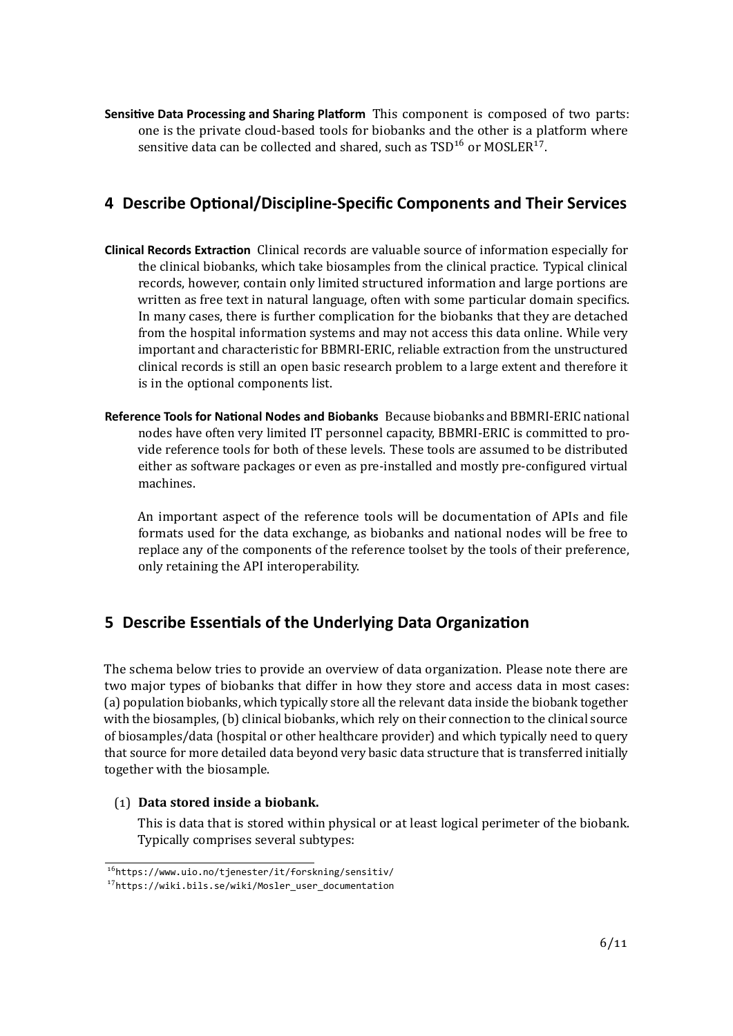**Sensitive Data Processing and Sharing Platform** This component is composed of two parts: one is the private cloud-based tools for biobanks and the other is a platform where sensitive data can be collected and shared, such as TSD[16] or MOSLER[17].

## 4 Describe Optional/Discipline-Specific Components and Their Services

**Clinical Records Extraction** Clinical records are valuable source of information especially for the clinical biobanks, which take biosamples from the clinical practice. Typical clinical records, however, contain only limited structured information and large portions are written as free text in natural language, often with some particular domain specifics. In many cases, there is further complication for the biobanks that they are detached from the hospital information systems and may not access this data online. While very important and characteristic for BBMRI-ERIC, reliable extraction from the unstructured clinical records is still an open basic research problem to a large extent and therefore it is in the optional components list.

**Reference Tools for National Nodes and Biobanks** Because biobanks and BBMRI-ERIC national nodes have often very limited IT personnel capacity, BBMRI-ERIC is committed to provide reference tools for both of these levels. These tools are assumed to be distributed either as software packages or even as pre-installed and mostly pre-configured virtual machines.

An important aspect of the reference tools will be documentation of APIs and file formats used for the data exchange, as biobanks and national nodes will be free to replace any of the components of the reference toolset by the tools of their preference, only retaining the API interoperability.

## 5 Describe Essentials of the Underlying Data Organization

The schema below tries to provide an overview of data organization. Please note there are two major types of biobanks that differ in how they store and access data in most cases: (a) population biobanks, which typically store all the relevant data inside the biobank together with the biosamples, (b) clinical biobanks, which rely on their connection to the clinical source of biosamples/data (hospital or other healthcare provider) and which typically need to query that source for more detailed data beyond very basic data structure that is transferred initially together with the biosample.

(1) **Data stored inside a biobank.**

This is data that is stored within physical or at least logical perimeter of the biobank. Typically comprises several subtypes:

---

[16] https://www.uio.no/tjenester/it/forskning/sensitiv/

[17] https://wiki.bils.se/wiki/Mosler_user_documentation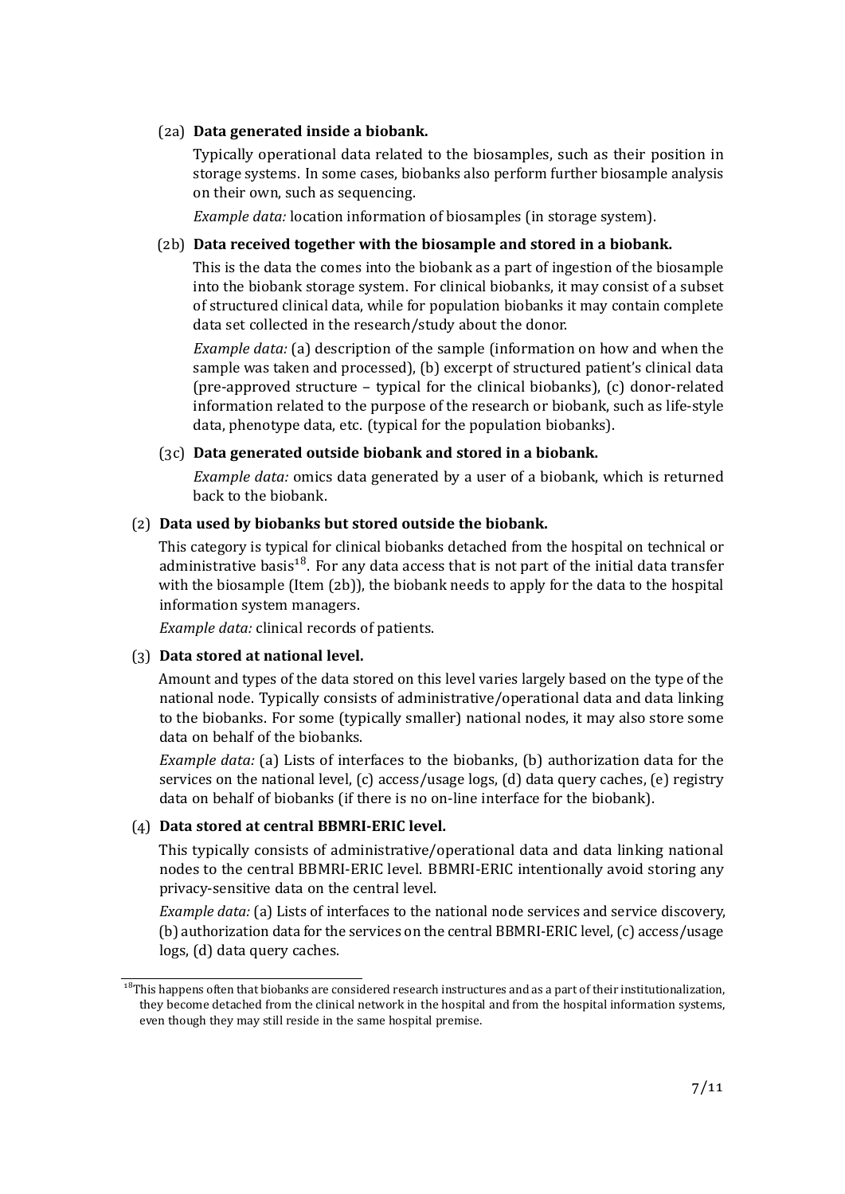(2a) **Data generated inside a biobank.**

Typically operational data related to the biosamples, such as their position in storage systems. In some cases, biobanks also perform further biosample analysis on their own, such as sequencing.

*Example data:* location information of biosamples (in storage system).

(2b) **Data received together with the biosample and stored in a biobank.**

This is the data the comes into the biobank as a part of ingestion of the biosample into the biobank storage system. For clinical biobanks, it may consist of a subset of structured clinical data, while for population biobanks it may contain complete data set collected in the research/study about the donor.

*Example data:* (a) description of the sample (information on how and when the sample was taken and processed), (b) excerpt of structured patient's clinical data (pre-approved structure – typical for the clinical biobanks), (c) donor-related information related to the purpose of the research or biobank, such as life-style data, phenotype data, etc. (typical for the population biobanks).

(3c) **Data generated outside biobank and stored in a biobank.**

*Example data:* omics data generated by a user of a biobank, which is returned back to the biobank.

(2) **Data used by biobanks but stored outside the biobank.**

This category is typical for clinical biobanks detached from the hospital on technical or administrative basis[18]. For any data access that is not part of the initial data transfer with the biosample (Item (2b)), the biobank needs to apply for the data to the hospital information system managers.

*Example data:* clinical records of patients.

(3) **Data stored at national level.**

Amount and types of the data stored on this level varies largely based on the type of the national node. Typically consists of administrative/operational data and data linking to the biobanks. For some (typically smaller) national nodes, it may also store some data on behalf of the biobanks.

*Example data:* (a) Lists of interfaces to the biobanks, (b) authorization data for the services on the national level, (c) access/usage logs, (d) data query caches, (e) registry data on behalf of biobanks (if there is no on-line interface for the biobank).

(4) **Data stored at central BBMRI-ERIC level.**

This typically consists of administrative/operational data and data linking national nodes to the central BBMRI-ERIC level. BBMRI-ERIC intentionally avoid storing any privacy-sensitive data on the central level.

*Example data:* (a) Lists of interfaces to the national node services and service discovery, (b) authorization data for the services on the central BBMRI-ERIC level, (c) access/usage logs, (d) data query caches.

---

[18] This happens often that biobanks are considered research instructures and as a part of their institutionalization, they become detached from the clinical network in the hospital and from the hospital information systems, even though they may still reside in the same hospital premise.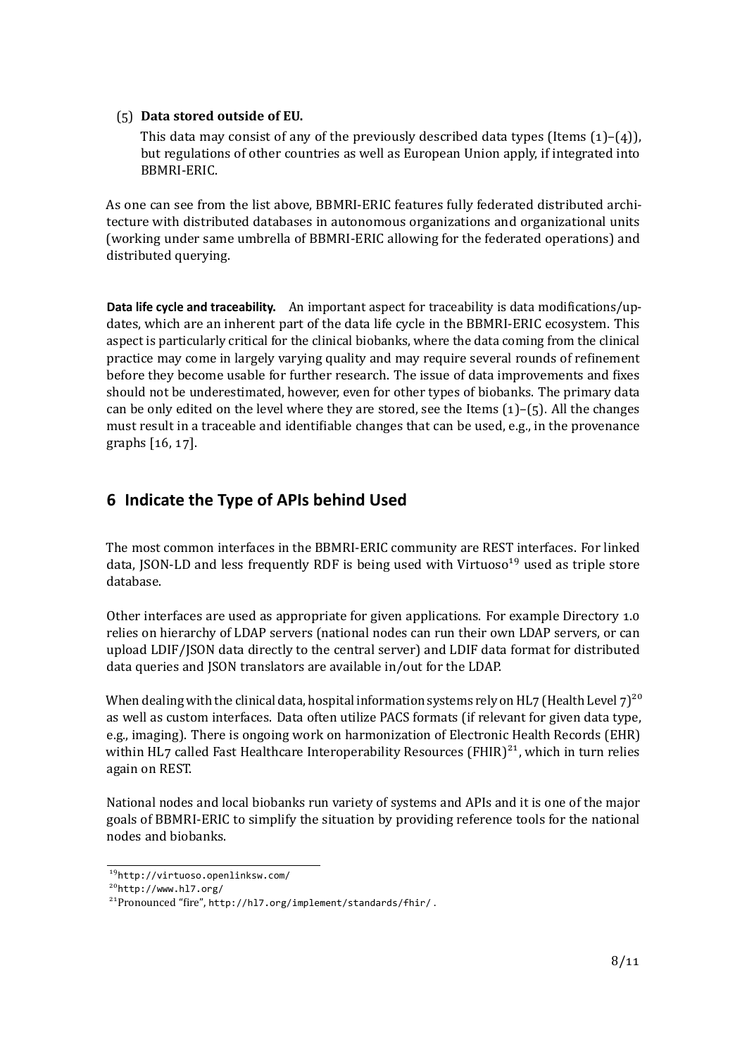(5) **Data stored outside of EU.**

This data may consist of any of the previously described data types (Items (1)–(4)), but regulations of other countries as well as European Union apply, if integrated into BBMRI-ERIC.

As one can see from the list above, BBMRI-ERIC features fully federated distributed architecture with distributed databases in autonomous organizations and organizational units (working under same umbrella of BBMRI-ERIC allowing for the federated operations) and distributed querying.

**Data life cycle and traceability.** An important aspect for traceability is data modifications/updates, which are an inherent part of the data life cycle in the BBMRI-ERIC ecosystem. This aspect is particularly critical for the clinical biobanks, where the data coming from the clinical practice may come in largely varying quality and may require several rounds of refinement before they become usable for further research. The issue of data improvements and fixes should not be underestimated, however, even for other types of biobanks. The primary data can be only edited on the level where they are stored, see the Items (1)–(5). All the changes must result in a traceable and identifiable changes that can be used, e.g., in the provenance graphs [16, 17].

## 6 Indicate the Type of APIs behind Used

The most common interfaces in the BBMRI-ERIC community are REST interfaces. For linked data, JSON-LD and less frequently RDF is being used with Virtuoso[19] used as triple store database.

Other interfaces are used as appropriate for given applications. For example Directory 1.0 relies on hierarchy of LDAP servers (national nodes can run their own LDAP servers, or can upload LDIF/JSON data directly to the central server) and LDIF data format for distributed data queries and JSON translators are available in/out for the LDAP.

When dealing with the clinical data, hospital information systems rely on HL7 (Health Level 7)[20] as well as custom interfaces. Data often utilize PACS formats (if relevant for given data type, e.g., imaging). There is ongoing work on harmonization of Electronic Health Records (EHR) within HL7 called Fast Healthcare Interoperability Resources (FHIR)[21], which in turn relies again on REST.

National nodes and local biobanks run variety of systems and APIs and it is one of the major goals of BBMRI-ERIC to simplify the situation by providing reference tools for the national nodes and biobanks.

---

[19] http://virtuoso.openlinksw.com/

[20] http://www.hl7.org/

[21] Pronounced "fire", http://hl7.org/implement/standards/fhir/ .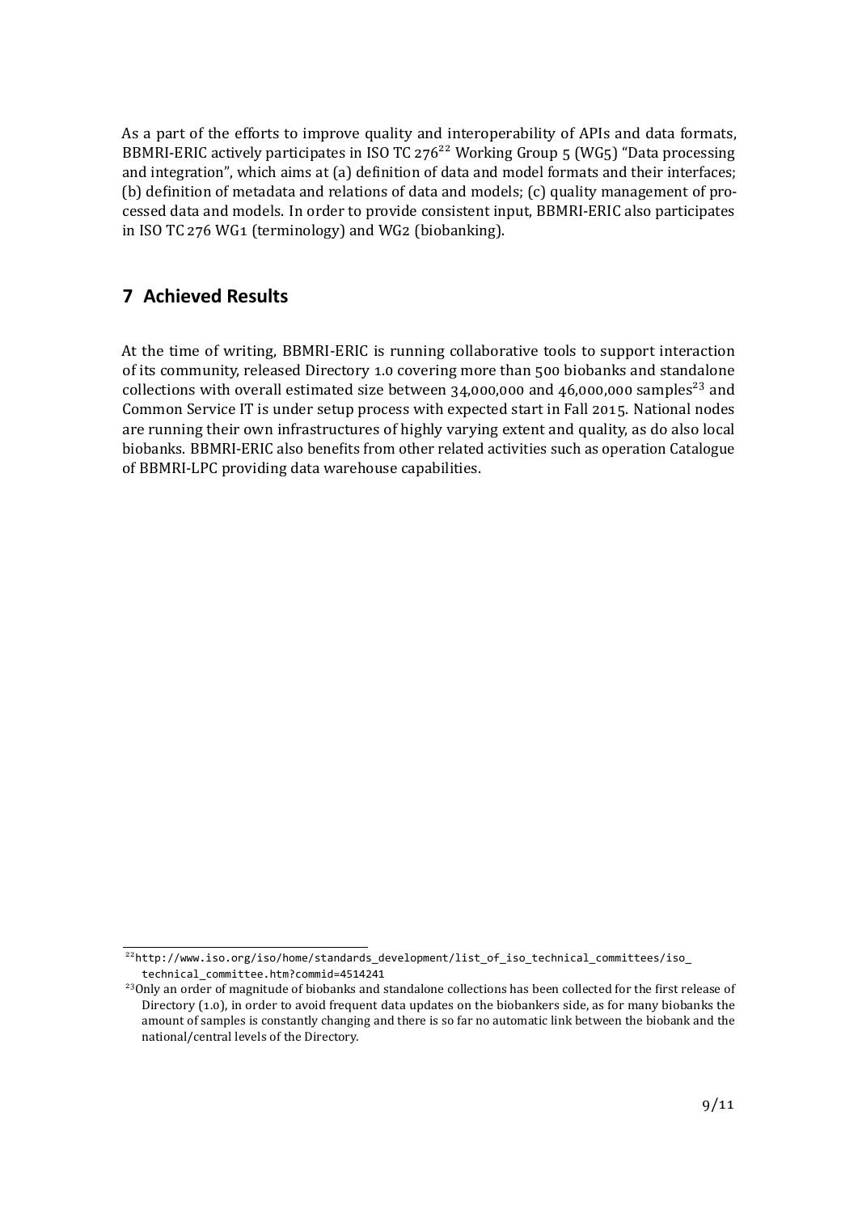As a part of the efforts to improve quality and interoperability of APIs and data formats, BBMRI-ERIC actively participates in ISO TC 276[22] Working Group 5 (WG5) "Data processing and integration", which aims at (a) definition of data and model formats and their interfaces; (b) definition of metadata and relations of data and models; (c) quality management of processed data and models. In order to provide consistent input, BBMRI-ERIC also participates in ISO TC 276 WG1 (terminology) and WG2 (biobanking).

## 7 Achieved Results

At the time of writing, BBMRI-ERIC is running collaborative tools to support interaction of its community, released Directory 1.0 covering more than 500 biobanks and standalone collections with overall estimated size between 34,000,000 and 46,000,000 samples[23] and Common Service IT is under setup process with expected start in Fall 2015. National nodes are running their own infrastructures of highly varying extent and quality, as do also local biobanks. BBMRI-ERIC also benefits from other related activities such as operation Catalogue of BBMRI-LPC providing data warehouse capabilities.

---

[22] http://www.iso.org/iso/home/standards_development/list_of_iso_technical_committees/iso_technical_committee.htm?commid=4514241

[23] Only an order of magnitude of biobanks and standalone collections has been collected for the first release of Directory (1.0), in order to avoid frequent data updates on the biobankers side, as for many biobanks the amount of samples is constantly changing and there is so far no automatic link between the biobank and the national/central levels of the Directory.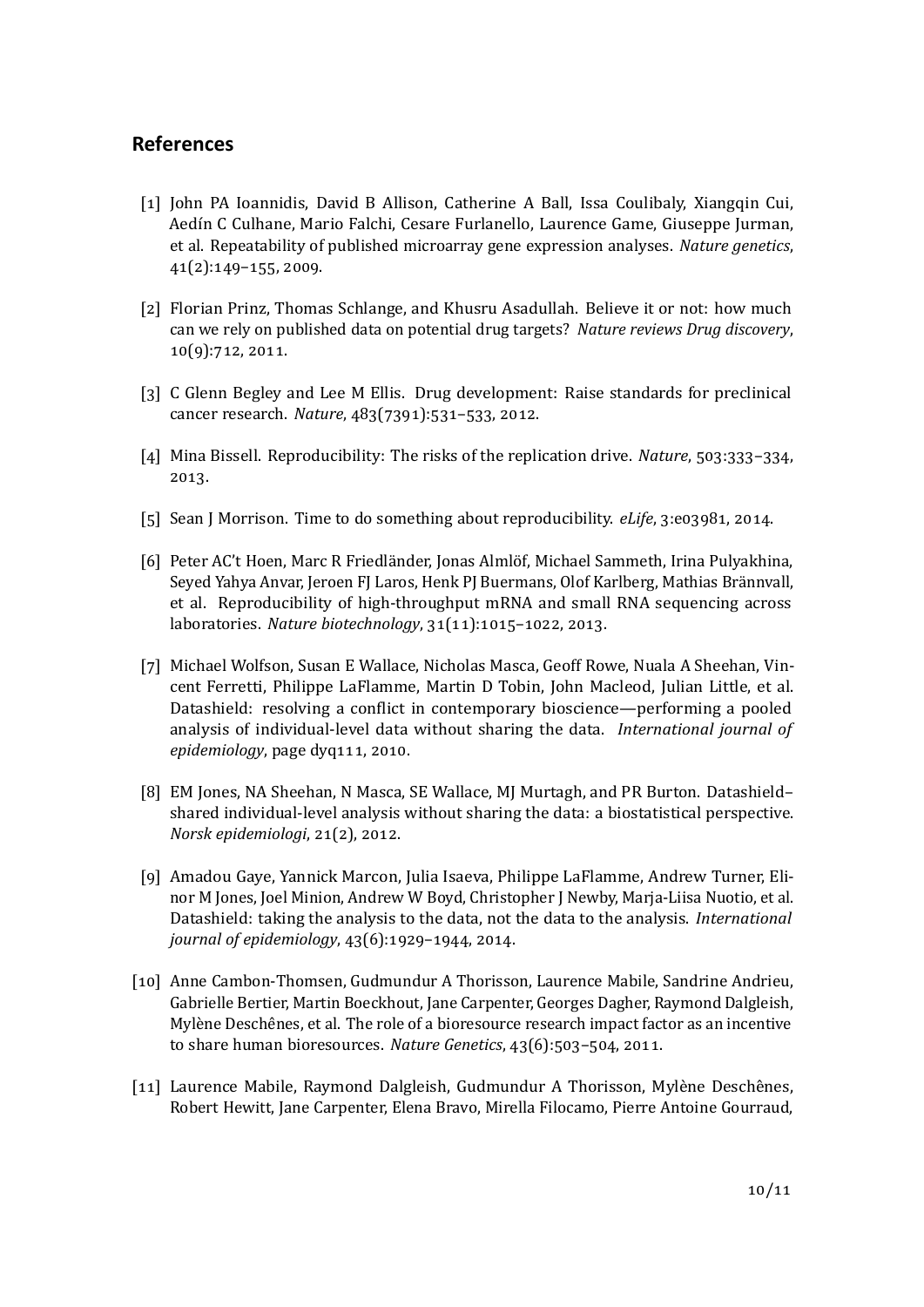## References

[1] John PA Ioannidis, David B Allison, Catherine A Ball, Issa Coulibaly, Xiangqin Cui, Aedín C Culhane, Mario Falchi, Cesare Furlanello, Laurence Game, Giuseppe Jurman, et al. Repeatability of published microarray gene expression analyses. *Nature genetics*, 41(2):149–155, 2009.

[2] Florian Prinz, Thomas Schlange, and Khusru Asadullah. Believe it or not: how much can we rely on published data on potential drug targets? *Nature reviews Drug discovery*, 10(9):712, 2011.

[3] C Glenn Begley and Lee M Ellis. Drug development: Raise standards for preclinical cancer research. *Nature*, 483(7391):531–533, 2012.

[4] Mina Bissell. Reproducibility: The risks of the replication drive. *Nature*, 503:333–334, 2013.

[5] Sean J Morrison. Time to do something about reproducibility. *eLife*, 3:e03981, 2014.

[6] Peter AC't Hoen, Marc R Friedländer, Jonas Almlöf, Michael Sammeth, Irina Pulyakhina, Seyed Yahya Anvar, Jeroen FJ Laros, Henk PJ Buermans, Olof Karlberg, Mathias Brännvall, et al. Reproducibility of high-throughput mRNA and small RNA sequencing across laboratories. *Nature biotechnology*, 31(11):1015–1022, 2013.

[7] Michael Wolfson, Susan E Wallace, Nicholas Masca, Geoff Rowe, Nuala A Sheehan, Vincent Ferretti, Philippe LaFlamme, Martin D Tobin, John Macleod, Julian Little, et al. Datashield: resolving a conflict in contemporary bioscience—performing a pooled analysis of individual-level data without sharing the data. *International journal of epidemiology*, page dyq111, 2010.

[8] EM Jones, NA Sheehan, N Masca, SE Wallace, MJ Murtagh, and PR Burton. Datashield–shared individual-level analysis without sharing the data: a biostatistical perspective. *Norsk epidemiologi*, 21(2), 2012.

[9] Amadou Gaye, Yannick Marcon, Julia Isaeva, Philippe LaFlamme, Andrew Turner, Elinor M Jones, Joel Minion, Andrew W Boyd, Christopher J Newby, Marja-Liisa Nuotio, et al. Datashield: taking the analysis to the data, not the data to the analysis. *International journal of epidemiology*, 43(6):1929–1944, 2014.

[10] Anne Cambon-Thomsen, Gudmundur A Thorisson, Laurence Mabile, Sandrine Andrieu, Gabrielle Bertier, Martin Boeckhout, Jane Carpenter, Georges Dagher, Raymond Dalgleish, Mylène Deschênes, et al. The role of a bioresource research impact factor as an incentive to share human bioresources. *Nature Genetics*, 43(6):503–504, 2011.

[11] Laurence Mabile, Raymond Dalgleish, Gudmundur A Thorisson, Mylène Deschênes, Robert Hewitt, Jane Carpenter, Elena Bravo, Mirella Filocamo, Pierre Antoine Gourraud,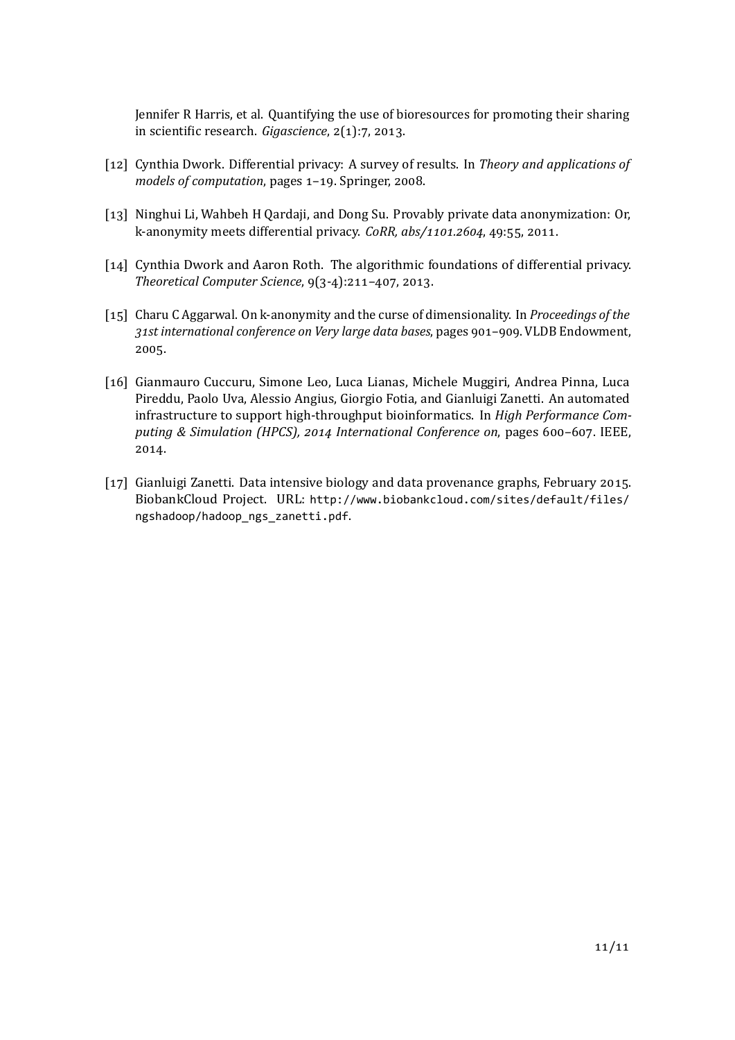Jennifer R Harris, et al. Quantifying the use of bioresources for promoting their sharing in scientific research. *Gigascience*, 2(1):7, 2013.

[12] Cynthia Dwork. Differential privacy: A survey of results. In *Theory and applications of models of computation*, pages 1–19. Springer, 2008.

[13] Ninghui Li, Wahbeh H Qardaji, and Dong Su. Provably private data anonymization: Or, k-anonymity meets differential privacy. *CoRR, abs/1101.2604*, 49:55, 2011.

[14] Cynthia Dwork and Aaron Roth. The algorithmic foundations of differential privacy. *Theoretical Computer Science*, 9(3-4):211–407, 2013.

[15] Charu C Aggarwal. On k-anonymity and the curse of dimensionality. In *Proceedings of the 31st international conference on Very large data bases*, pages 901–909. VLDB Endowment, 2005.

[16] Gianmauro Cuccuru, Simone Leo, Luca Lianas, Michele Muggiri, Andrea Pinna, Luca Pireddu, Paolo Uva, Alessio Angius, Giorgio Fotia, and Gianluigi Zanetti. An automated infrastructure to support high-throughput bioinformatics. In *High Performance Computing & Simulation (HPCS), 2014 International Conference on*, pages 600–607. IEEE, 2014.

[17] Gianluigi Zanetti. Data intensive biology and data provenance graphs, February 2015. BiobankCloud Project. URL: `http://www.biobankcloud.com/sites/default/files/ngshadoop/hadoop_ngs_zanetti.pdf`.